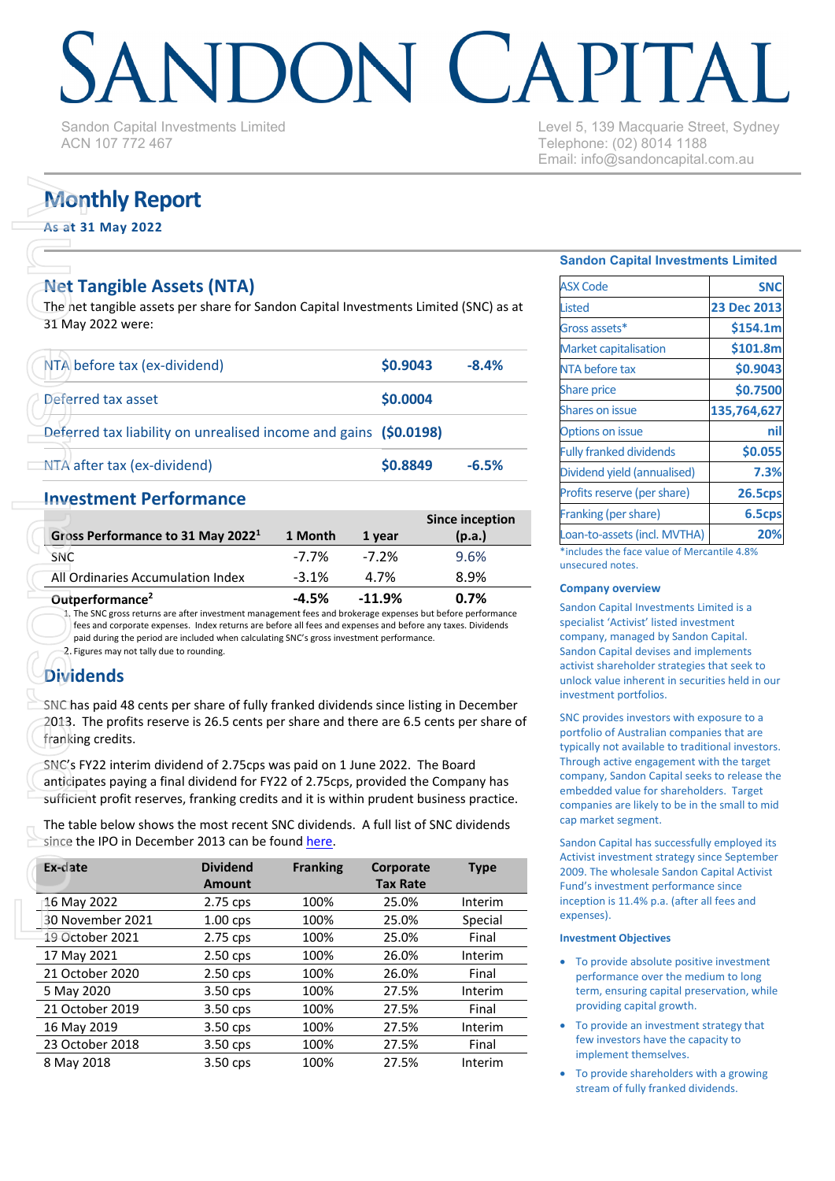# SANDON CAPITAL

Sandon Capital Investments Limited
ACN 107 772 467

Level 5, 139 Macquarie Street, Sydney
Telephone: (02) 8014 1188
Email: info@sandoncapital.com.au

## Monthly Report

**As at 31 May 2022**

## Net Tangible Assets (NTA)

The net tangible assets per share for Sandon Capital Investments Limited (SNC) as at 31 May 2022 were:

| | | |
|---|---|---|
| NTA before tax (ex-dividend) | **$0.9043** | **-8.4%** |
| Deferred tax asset | **$0.0004** | |
| Deferred tax liability on unrealised income and gains | **($0.0198)** | |
| NTA after tax (ex-dividend) | **$0.8849** | **-6.5%** |

## Investment Performance

| Gross Performance to 31 May 2022[1] | 1 Month | 1 year | Since inception (p.a.) |
|---|---|---|---|
| SNC | -7.7% | -7.2% | 9.6% |
| All Ordinaries Accumulation Index | -3.1% | 4.7% | 8.9% |
| **Outperformance[2]** | **-4.5%** | **-11.9%** | **0.7%** |

1. The SNC gross returns are after investment management fees and brokerage expenses but before performance fees and corporate expenses. Index returns are before all fees and expenses and before any taxes. Dividends paid during the period are included when calculating SNC's gross investment performance.
2. Figures may not tally due to rounding.

## Dividends

SNC has paid 48 cents per share of fully franked dividends since listing in December 2013. The profits reserve is 26.5 cents per share and there are 6.5 cents per share of franking credits.

SNC's FY22 interim dividend of 2.75cps was paid on 1 June 2022. The Board anticipates paying a final dividend for FY22 of 2.75cps, provided the Company has sufficient profit reserves, franking credits and it is within prudent business practice.

The table below shows the most recent SNC dividends. A full list of SNC dividends since the IPO in December 2013 can be found here.

| Ex-date | Dividend Amount | Franking | Corporate Tax Rate | Type |
|---|---|---|---|---|
| 16 May 2022 | 2.75 cps | 100% | 25.0% | Interim |
| 30 November 2021 | 1.00 cps | 100% | 25.0% | Special |
| 19 October 2021 | 2.75 cps | 100% | 25.0% | Final |
| 17 May 2021 | 2.50 cps | 100% | 26.0% | Interim |
| 21 October 2020 | 2.50 cps | 100% | 26.0% | Final |
| 5 May 2020 | 3.50 cps | 100% | 27.5% | Interim |
| 21 October 2019 | 3.50 cps | 100% | 27.5% | Final |
| 16 May 2019 | 3.50 cps | 100% | 27.5% | Interim |
| 23 October 2018 | 3.50 cps | 100% | 27.5% | Final |
| 8 May 2018 | 3.50 cps | 100% | 27.5% | Interim |

### Sandon Capital Investments Limited

| | |
|---|---|
| ASX Code | SNC |
| Listed | 23 Dec 2013 |
| Gross assets* | $154.1m |
| Market capitalisation | $101.8m |
| NTA before tax | $0.9043 |
| Share price | $0.7500 |
| Shares on issue | 135,764,627 |
| Options on issue | nil |
| Fully franked dividends | $0.055 |
| Dividend yield (annualised) | 7.3% |
| Profits reserve (per share) | 26.5cps |
| Franking (per share) | 6.5cps |
| Loan-to-assets (incl. MVTHA) | 20% |

*includes the face value of Mercantile 4.8% unsecured notes.

### Company overview

Sandon Capital Investments Limited is a specialist 'Activist' listed investment company, managed by Sandon Capital. Sandon Capital devises and implements activist shareholder strategies that seek to unlock value inherent in securities held in our investment portfolios.

SNC provides investors with exposure to a portfolio of Australian companies that are typically not available to traditional investors. Through active engagement with the target company, Sandon Capital seeks to release the embedded value for shareholders. Target companies are likely to be in the small to mid cap market segment.

Sandon Capital has successfully employed its Activist investment strategy since September 2009. The wholesale Sandon Capital Activist Fund's investment performance since inception is 11.4% p.a. (after all fees and expenses).

### Investment Objectives

- To provide absolute positive investment performance over the medium to long term, ensuring capital preservation, while providing capital growth.
- To provide an investment strategy that few investors have the capacity to implement themselves.
- To provide shareholders with a growing stream of fully franked dividends.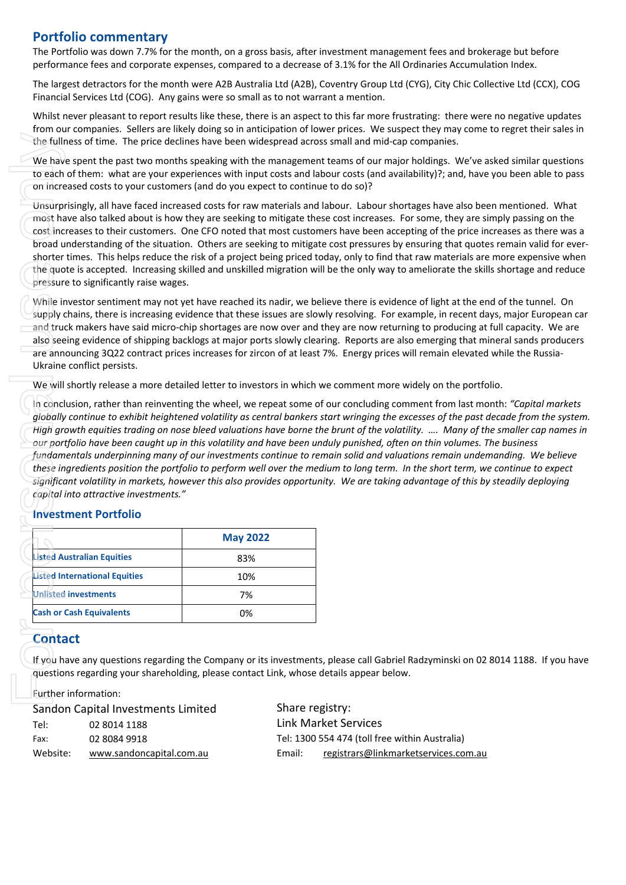## Portfolio commentary

The Portfolio was down 7.7% for the month, on a gross basis, after investment management fees and brokerage but before performance fees and corporate expenses, compared to a decrease of 3.1% for the All Ordinaries Accumulation Index.

The largest detractors for the month were A2B Australia Ltd (A2B), Coventry Group Ltd (CYG), City Chic Collective Ltd (CCX), COG Financial Services Ltd (COG). Any gains were so small as to not warrant a mention.

Whilst never pleasant to report results like these, there is an aspect to this far more frustrating: there were no negative updates from our companies. Sellers are likely doing so in anticipation of lower prices. We suspect they may come to regret their sales in the fullness of time. The price declines have been widespread across small and mid-cap companies.

We have spent the past two months speaking with the management teams of our major holdings. We've asked similar questions to each of them: what are your experiences with input costs and labour costs (and availability)?; and, have you been able to pass on increased costs to your customers (and do you expect to continue to do so)?

Unsurprisingly, all have faced increased costs for raw materials and labour. Labour shortages have also been mentioned. What most have also talked about is how they are seeking to mitigate these cost increases. For some, they are simply passing on the cost increases to their customers. One CFO noted that most customers have been accepting of the price increases as there was a broad understanding of the situation. Others are seeking to mitigate cost pressures by ensuring that quotes remain valid for ever-shorter times. This helps reduce the risk of a project being priced today, only to find that raw materials are more expensive when the quote is accepted. Increasing skilled and unskilled migration will be the only way to ameliorate the skills shortage and reduce pressure to significantly raise wages.

While investor sentiment may not yet have reached its nadir, we believe there is evidence of light at the end of the tunnel. On supply chains, there is increasing evidence that these issues are slowly resolving. For example, in recent days, major European car and truck makers have said micro-chip shortages are now over and they are now returning to producing at full capacity. We are also seeing evidence of shipping backlogs at major ports slowly clearing. Reports are also emerging that mineral sands producers are announcing 3Q22 contract prices increases for zircon of at least 7%. Energy prices will remain elevated while the Russia-Ukraine conflict persists.

We will shortly release a more detailed letter to investors in which we comment more widely on the portfolio.

In conclusion, rather than reinventing the wheel, we repeat some of our concluding comment from last month: *"Capital markets globally continue to exhibit heightened volatility as central bankers start wringing the excesses of the past decade from the system. High growth equities trading on nose bleed valuations have borne the brunt of the volatility. …. Many of the smaller cap names in our portfolio have been caught up in this volatility and have been unduly punished, often on thin volumes. The business fundamentals underpinning many of our investments continue to remain solid and valuations remain undemanding. We believe these ingredients position the portfolio to perform well over the medium to long term. In the short term, we continue to expect significant volatility in markets, however this also provides opportunity. We are taking advantage of this by steadily deploying capital into attractive investments."*

## Investment Portfolio

| | May 2022 |
|---|---|
| Listed Australian Equities | 83% |
| Listed International Equities | 10% |
| Unlisted investments | 7% |
| Cash or Cash Equivalents | 0% |

## Contact

If you have any questions regarding the Company or its investments, please call Gabriel Radzyminski on 02 8014 1188. If you have questions regarding your shareholding, please contact Link, whose details appear below.

Further information:

Sandon Capital Investments Limited
Tel: 02 8014 1188
Fax: 02 8084 9918
Website: www.sandoncapital.com.au

Share registry:
Link Market Services
Tel: 1300 554 474 (toll free within Australia)
Email: registrars@linkmarketservices.com.au